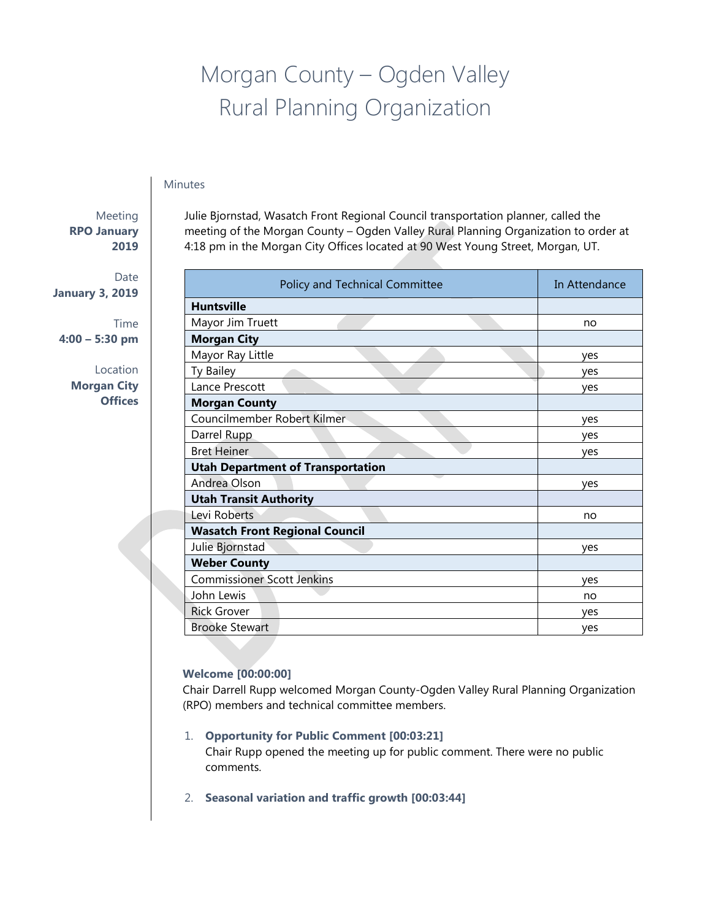# Morgan County – Ogden Valley Rural Planning Organization

Minutes

**Meeting:** RPO January 2019

**Date:** January 3, 2019

**Time:** 4:00 – 5:30 pm

**Location:** Morgan City Offices

Julie Bjornstad, Wasatch Front Regional Council transportation planner, called the meeting of the Morgan County – Ogden Valley Rural Planning Organization to order at 4:18 pm in the Morgan City Offices located at 90 West Young Street, Morgan, UT.

| Policy and Technical Committee | In Attendance |
|---|---|
| **Huntsville** | |
| Mayor Jim Truett | no |
| **Morgan City** | |
| Mayor Ray Little | yes |
| Ty Bailey | yes |
| Lance Prescott | yes |
| **Morgan County** | |
| Councilmember Robert Kilmer | yes |
| Darrel Rupp | yes |
| Bret Heiner | yes |
| **Utah Department of Transportation** | |
| Andrea Olson | yes |
| **Utah Transit Authority** | |
| Levi Roberts | no |
| **Wasatch Front Regional Council** | |
| Julie Bjornstad | yes |
| **Weber County** | |
| Commissioner Scott Jenkins | yes |
| John Lewis | no |
| Rick Grover | yes |
| Brooke Stewart | yes |

**Welcome [00:00:00]**

Chair Darrell Rupp welcomed Morgan County-Ogden Valley Rural Planning Organization (RPO) members and technical committee members.

1. **Opportunity for Public Comment [00:03:21]**
   Chair Rupp opened the meeting up for public comment. There were no public comments.

2. **Seasonal variation and traffic growth [00:03:44]**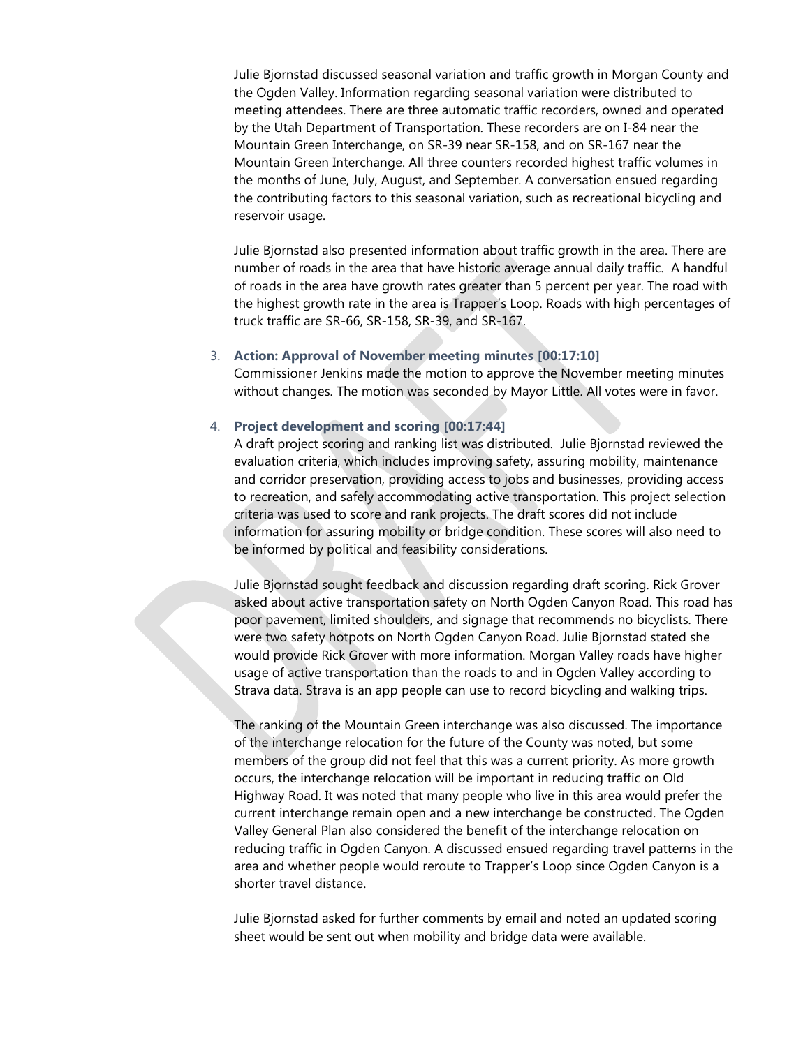Julie Bjornstad discussed seasonal variation and traffic growth in Morgan County and the Ogden Valley. Information regarding seasonal variation were distributed to meeting attendees. There are three automatic traffic recorders, owned and operated by the Utah Department of Transportation. These recorders are on I-84 near the Mountain Green Interchange, on SR-39 near SR-158, and on SR-167 near the Mountain Green Interchange. All three counters recorded highest traffic volumes in the months of June, July, August, and September. A conversation ensued regarding the contributing factors to this seasonal variation, such as recreational bicycling and reservoir usage.

Julie Bjornstad also presented information about traffic growth in the area. There are number of roads in the area that have historic average annual daily traffic. A handful of roads in the area have growth rates greater than 5 percent per year. The road with the highest growth rate in the area is Trapper's Loop. Roads with high percentages of truck traffic are SR-66, SR-158, SR-39, and SR-167.

3. **Action: Approval of November meeting minutes [00:17:10]**
   Commissioner Jenkins made the motion to approve the November meeting minutes without changes. The motion was seconded by Mayor Little. All votes were in favor.

4. **Project development and scoring [00:17:44]**
   A draft project scoring and ranking list was distributed. Julie Bjornstad reviewed the evaluation criteria, which includes improving safety, assuring mobility, maintenance and corridor preservation, providing access to jobs and businesses, providing access to recreation, and safely accommodating active transportation. This project selection criteria was used to score and rank projects. The draft scores did not include information for assuring mobility or bridge condition. These scores will also need to be informed by political and feasibility considerations.

   Julie Bjornstad sought feedback and discussion regarding draft scoring. Rick Grover asked about active transportation safety on North Ogden Canyon Road. This road has poor pavement, limited shoulders, and signage that recommends no bicyclists. There were two safety hotpots on North Ogden Canyon Road. Julie Bjornstad stated she would provide Rick Grover with more information. Morgan Valley roads have higher usage of active transportation than the roads to and in Ogden Valley according to Strava data. Strava is an app people can use to record bicycling and walking trips.

   The ranking of the Mountain Green interchange was also discussed. The importance of the interchange relocation for the future of the County was noted, but some members of the group did not feel that this was a current priority. As more growth occurs, the interchange relocation will be important in reducing traffic on Old Highway Road. It was noted that many people who live in this area would prefer the current interchange remain open and a new interchange be constructed. The Ogden Valley General Plan also considered the benefit of the interchange relocation on reducing traffic in Ogden Canyon. A discussed ensued regarding travel patterns in the area and whether people would reroute to Trapper's Loop since Ogden Canyon is a shorter travel distance.

   Julie Bjornstad asked for further comments by email and noted an updated scoring sheet would be sent out when mobility and bridge data were available.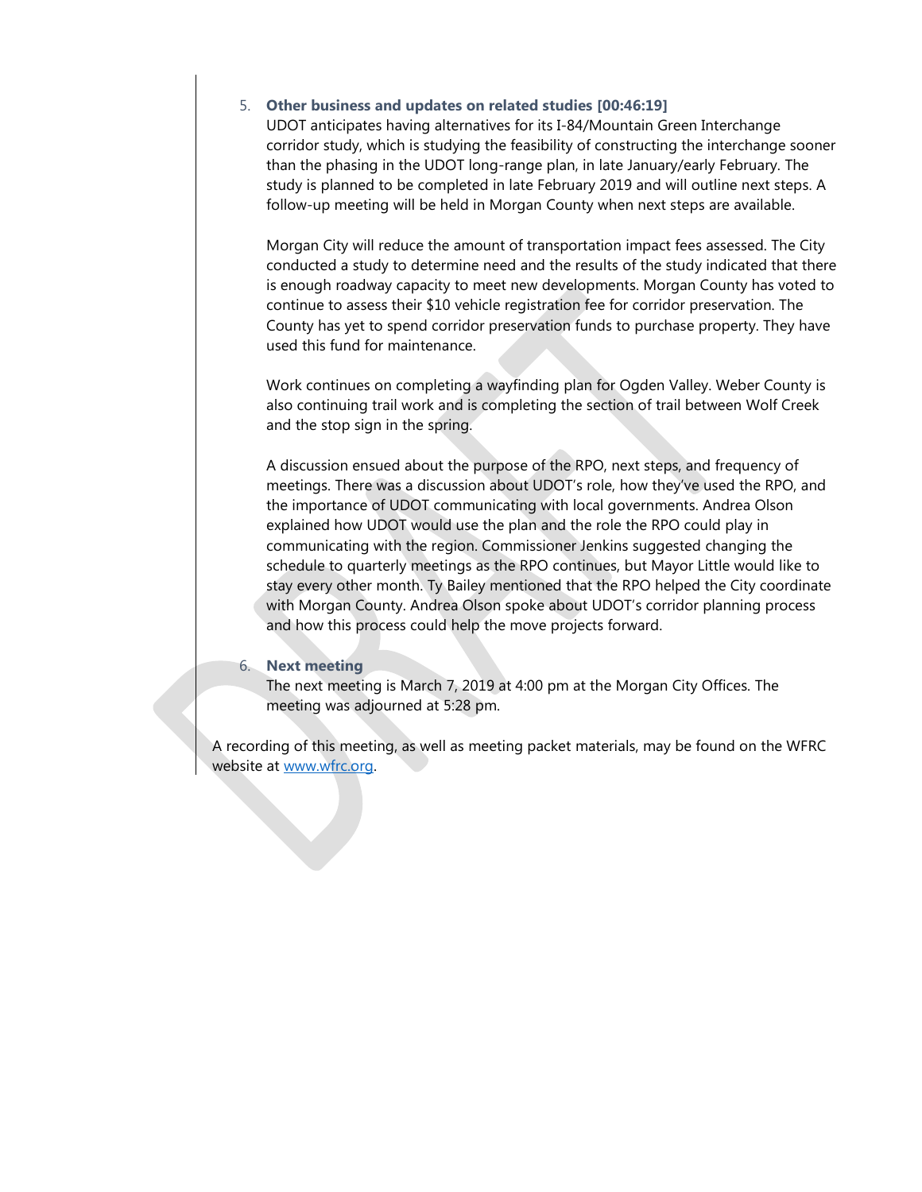5. **Other business and updates on related studies [00:46:19]**
   UDOT anticipates having alternatives for its I-84/Mountain Green Interchange corridor study, which is studying the feasibility of constructing the interchange sooner than the phasing in the UDOT long-range plan, in late January/early February. The study is planned to be completed in late February 2019 and will outline next steps. A follow-up meeting will be held in Morgan County when next steps are available.

   Morgan City will reduce the amount of transportation impact fees assessed. The City conducted a study to determine need and the results of the study indicated that there is enough roadway capacity to meet new developments. Morgan County has voted to continue to assess their $10 vehicle registration fee for corridor preservation. The County has yet to spend corridor preservation funds to purchase property. They have used this fund for maintenance.

   Work continues on completing a wayfinding plan for Ogden Valley. Weber County is also continuing trail work and is completing the section of trail between Wolf Creek and the stop sign in the spring.

   A discussion ensued about the purpose of the RPO, next steps, and frequency of meetings. There was a discussion about UDOT's role, how they've used the RPO, and the importance of UDOT communicating with local governments. Andrea Olson explained how UDOT would use the plan and the role the RPO could play in communicating with the region. Commissioner Jenkins suggested changing the schedule to quarterly meetings as the RPO continues, but Mayor Little would like to stay every other month. Ty Bailey mentioned that the RPO helped the City coordinate with Morgan County. Andrea Olson spoke about UDOT's corridor planning process and how this process could help the move projects forward.

6. **Next meeting**
   The next meeting is March 7, 2019 at 4:00 pm at the Morgan City Offices. The meeting was adjourned at 5:28 pm.

A recording of this meeting, as well as meeting packet materials, may be found on the WFRC website at www.wfrc.org.